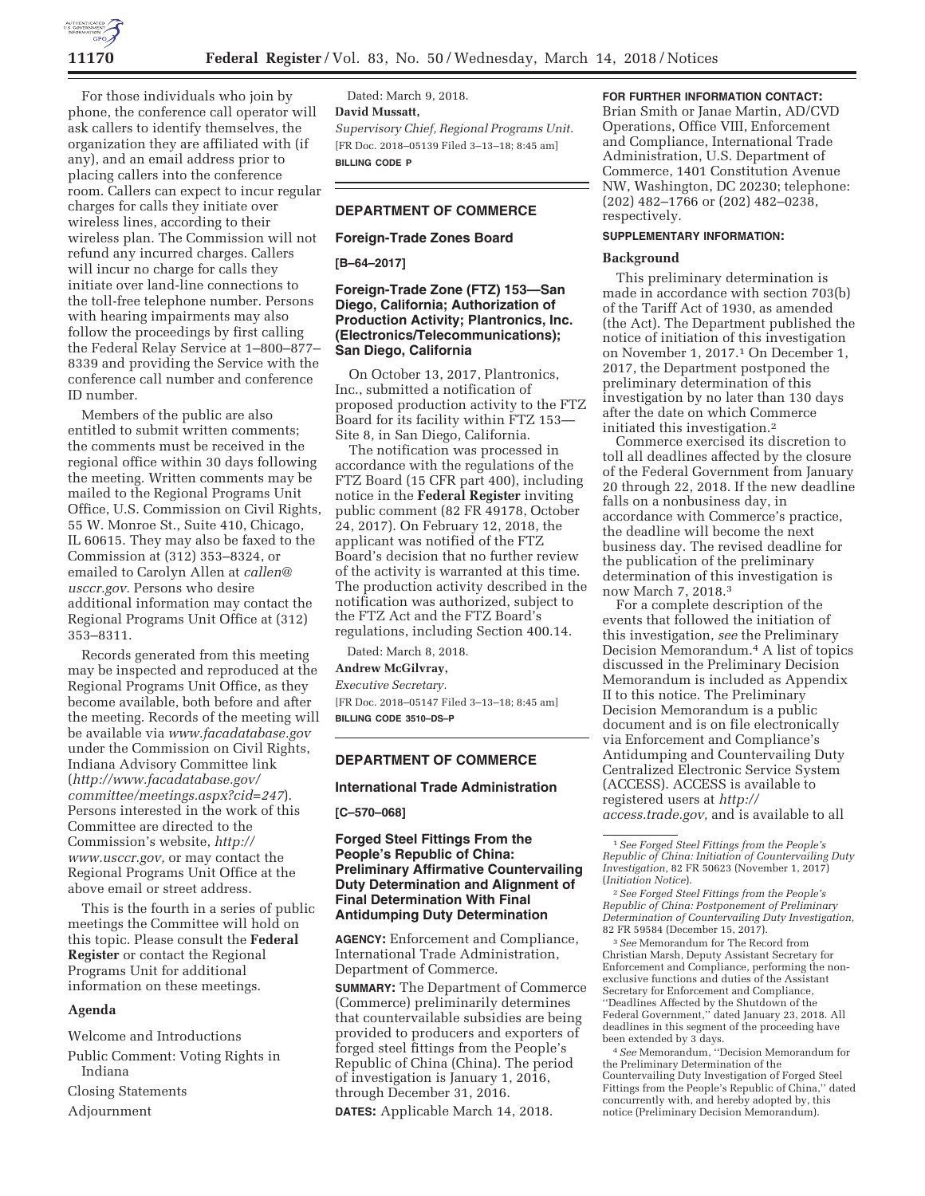For those individuals who join by phone, the conference call operator will ask callers to identify themselves, the organization they are affiliated with (if any), and an email address prior to placing callers into the conference room. Callers can expect to incur regular charges for calls they initiate over wireless lines, according to their wireless plan. The Commission will not refund any incurred charges. Callers will incur no charge for calls they initiate over land-line connections to the toll-free telephone number. Persons with hearing impairments may also follow the proceedings by first calling the Federal Relay Service at 1–800–877–8339 and providing the Service with the conference call number and conference ID number.

Members of the public are also entitled to submit written comments; the comments must be received in the regional office within 30 days following the meeting. Written comments may be mailed to the Regional Programs Unit Office, U.S. Commission on Civil Rights, 55 W. Monroe St., Suite 410, Chicago, IL 60615. They may also be faxed to the Commission at (312) 353–8324, or emailed to Carolyn Allen at *callen@usccr.gov.* Persons who desire additional information may contact the Regional Programs Unit Office at (312) 353–8311.

Records generated from this meeting may be inspected and reproduced at the Regional Programs Unit Office, as they become available, both before and after the meeting. Records of the meeting will be available via *www.facadatabase.gov* under the Commission on Civil Rights, Indiana Advisory Committee link (*http://www.facadatabase.gov/committee/meetings.aspx?cid=247*). Persons interested in the work of this Committee are directed to the Commission's website, *http://www.usccr.gov,* or may contact the Regional Programs Unit Office at the above email or street address.

This is the fourth in a series of public meetings the Committee will hold on this topic. Please consult the **Federal Register** or contact the Regional Programs Unit for additional information on these meetings.

## Agenda

Welcome and Introductions

Public Comment: Voting Rights in Indiana

Closing Statements

Adjournment

Dated: March 9, 2018.

**David Mussatt,**

*Supervisory Chief, Regional Programs Unit.*

[FR Doc. 2018–05139 Filed 3–13–18; 8:45 am]

**BILLING CODE P**

---

## DEPARTMENT OF COMMERCE

### Foreign-Trade Zones Board

**[B–64–2017]**

### Foreign-Trade Zone (FTZ) 153—San Diego, California; Authorization of Production Activity; Plantronics, Inc. (Electronics/Telecommunications); San Diego, California

On October 13, 2017, Plantronics, Inc., submitted a notification of proposed production activity to the FTZ Board for its facility within FTZ 153—Site 8, in San Diego, California.

The notification was processed in accordance with the regulations of the FTZ Board (15 CFR part 400), including notice in the **Federal Register** inviting public comment (82 FR 49178, October 24, 2017). On February 12, 2018, the applicant was notified of the FTZ Board's decision that no further review of the activity is warranted at this time. The production activity described in the notification was authorized, subject to the FTZ Act and the FTZ Board's regulations, including Section 400.14.

Dated: March 8, 2018.

**Andrew McGilvray,**

*Executive Secretary.*

[FR Doc. 2018–05147 Filed 3–13–18; 8:45 am]

**BILLING CODE 3510–DS–P**

---

## DEPARTMENT OF COMMERCE

### International Trade Administration

**[C–570–068]**

### Forged Steel Fittings From the People's Republic of China: Preliminary Affirmative Countervailing Duty Determination and Alignment of Final Determination With Final Antidumping Duty Determination

**AGENCY:** Enforcement and Compliance, International Trade Administration, Department of Commerce.

**SUMMARY:** The Department of Commerce (Commerce) preliminarily determines that countervailable subsidies are being provided to producers and exporters of forged steel fittings from the People's Republic of China (China). The period of investigation is January 1, 2016, through December 31, 2016.

**DATES:** Applicable March 14, 2018.

**FOR FURTHER INFORMATION CONTACT:** Brian Smith or Janae Martin, AD/CVD Operations, Office VIII, Enforcement and Compliance, International Trade Administration, U.S. Department of Commerce, 1401 Constitution Avenue NW, Washington, DC 20230; telephone: (202) 482–1766 or (202) 482–0238, respectively.

**SUPPLEMENTARY INFORMATION:**

### Background

This preliminary determination is made in accordance with section 703(b) of the Tariff Act of 1930, as amended (the Act). The Department published the notice of initiation of this investigation on November 1, 2017.[1] On December 1, 2017, the Department postponed the preliminary determination of this investigation by no later than 130 days after the date on which Commerce initiated this investigation.[2]

Commerce exercised its discretion to toll all deadlines affected by the closure of the Federal Government from January 20 through 22, 2018. If the new deadline falls on a nonbusiness day, in accordance with Commerce's practice, the deadline will become the next business day. The revised deadline for the publication of the preliminary determination of this investigation is now March 7, 2018.[3]

For a complete description of the events that followed the initiation of this investigation, *see* the Preliminary Decision Memorandum.[4] A list of topics discussed in the Preliminary Decision Memorandum is included as Appendix II to this notice. The Preliminary Decision Memorandum is a public document and is on file electronically via Enforcement and Compliance's Antidumping and Countervailing Duty Centralized Electronic Service System (ACCESS). ACCESS is available to registered users at *http://access.trade.gov,* and is available to all

---

[1] *See Forged Steel Fittings from the People's Republic of China: Initiation of Countervailing Duty Investigation,* 82 FR 50623 (November 1, 2017) (*Initiation Notice*).

[2] *See Forged Steel Fittings from the People's Republic of China: Postponement of Preliminary Determination of Countervailing Duty Investigation,* 82 FR 59584 (December 15, 2017).

[3] *See* Memorandum for The Record from Christian Marsh, Deputy Assistant Secretary for Enforcement and Compliance, performing the non-exclusive functions and duties of the Assistant Secretary for Enforcement and Compliance, "Deadlines Affected by the Shutdown of the Federal Government," dated January 23, 2018. All deadlines in this segment of the proceeding have been extended by 3 days.

[4] *See* Memorandum, "Decision Memorandum for the Preliminary Determination of the Countervailing Duty Investigation of Forged Steel Fittings from the People's Republic of China," dated concurrently with, and hereby adopted by, this notice (Preliminary Decision Memorandum).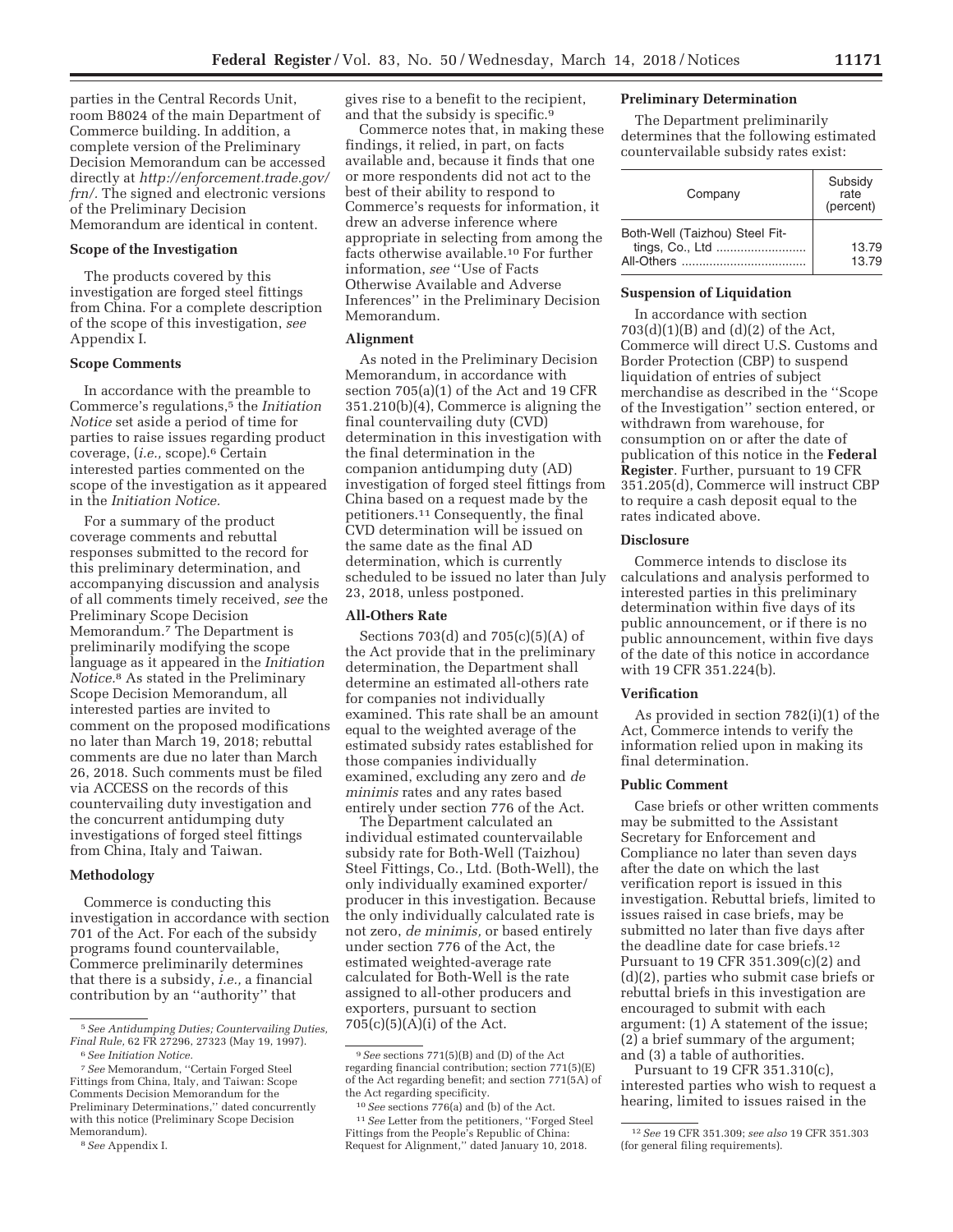parties in the Central Records Unit, room B8024 of the main Department of Commerce building. In addition, a complete version of the Preliminary Decision Memorandum can be accessed directly at *http://enforcement.trade.gov/frn/*. The signed and electronic versions of the Preliminary Decision Memorandum are identical in content.

## Scope of the Investigation

The products covered by this investigation are forged steel fittings from China. For a complete description of the scope of this investigation, *see* Appendix I.

## Scope Comments

In accordance with the preamble to Commerce's regulations,[5] the *Initiation Notice* set aside a period of time for parties to raise issues regarding product coverage, (*i.e.,* scope).[6] Certain interested parties commented on the scope of the investigation as it appeared in the *Initiation Notice*.

For a summary of the product coverage comments and rebuttal responses submitted to the record for this preliminary determination, and accompanying discussion and analysis of all comments timely received, *see* the Preliminary Scope Decision Memorandum.[7] The Department is preliminarily modifying the scope language as it appeared in the *Initiation Notice.*[8] As stated in the Preliminary Scope Decision Memorandum, all interested parties are invited to comment on the proposed modifications no later than March 19, 2018; rebuttal comments are due no later than March 26, 2018. Such comments must be filed via ACCESS on the records of this countervailing duty investigation and the concurrent antidumping duty investigations of forged steel fittings from China, Italy and Taiwan.

## Methodology

Commerce is conducting this investigation in accordance with section 701 of the Act. For each of the subsidy programs found countervailable, Commerce preliminarily determines that there is a subsidy, *i.e.,* a financial contribution by an ''authority'' that gives rise to a benefit to the recipient, and that the subsidy is specific.[9]

Commerce notes that, in making these findings, it relied, in part, on facts available and, because it finds that one or more respondents did not act to the best of their ability to respond to Commerce's requests for information, it drew an adverse inference where appropriate in selecting from among the facts otherwise available.[10] For further information, *see* ''Use of Facts Otherwise Available and Adverse Inferences'' in the Preliminary Decision Memorandum.

## Alignment

As noted in the Preliminary Decision Memorandum, in accordance with section 705(a)(1) of the Act and 19 CFR 351.210(b)(4), Commerce is aligning the final countervailing duty (CVD) determination in this investigation with the final determination in the companion antidumping duty (AD) investigation of forged steel fittings from China based on a request made by the petitioners.[11] Consequently, the final CVD determination will be issued on the same date as the final AD determination, which is currently scheduled to be issued no later than July 23, 2018, unless postponed.

## All-Others Rate

Sections 703(d) and 705(c)(5)(A) of the Act provide that in the preliminary determination, the Department shall determine an estimated all-others rate for companies not individually examined. This rate shall be an amount equal to the weighted average of the estimated subsidy rates established for those companies individually examined, excluding any zero and *de minimis* rates and any rates based entirely under section 776 of the Act.

The Department calculated an individual estimated countervailable subsidy rate for Both-Well (Taizhou) Steel Fittings, Co., Ltd. (Both-Well), the only individually examined exporter/producer in this investigation. Because the only individually calculated rate is not zero, *de minimis,* or based entirely under section 776 of the Act, the estimated weighted-average rate calculated for Both-Well is the rate assigned to all-other producers and exporters, pursuant to section 705(c)(5)(A)(i) of the Act.

## Preliminary Determination

The Department preliminarily determines that the following estimated countervailable subsidy rates exist:

| Company | Subsidy rate (percent) |
|---|---|
| Both-Well (Taizhou) Steel Fittings, Co., Ltd | 13.79 |
| All-Others | 13.79 |

## Suspension of Liquidation

In accordance with section 703(d)(1)(B) and (d)(2) of the Act, Commerce will direct U.S. Customs and Border Protection (CBP) to suspend liquidation of entries of subject merchandise as described in the ''Scope of the Investigation'' section entered, or withdrawn from warehouse, for consumption on or after the date of publication of this notice in the **Federal Register**. Further, pursuant to 19 CFR 351.205(d), Commerce will instruct CBP to require a cash deposit equal to the rates indicated above.

## Disclosure

Commerce intends to disclose its calculations and analysis performed to interested parties in this preliminary determination within five days of its public announcement, or if there is no public announcement, within five days of the date of this notice in accordance with 19 CFR 351.224(b).

## Verification

As provided in section 782(i)(1) of the Act, Commerce intends to verify the information relied upon in making its final determination.

## Public Comment

Case briefs or other written comments may be submitted to the Assistant Secretary for Enforcement and Compliance no later than seven days after the date on which the last verification report is issued in this investigation. Rebuttal briefs, limited to issues raised in case briefs, may be submitted no later than five days after the deadline date for case briefs.[12] Pursuant to 19 CFR 351.309(c)(2) and (d)(2), parties who submit case briefs or rebuttal briefs in this investigation are encouraged to submit with each argument: (1) A statement of the issue; (2) a brief summary of the argument; and (3) a table of authorities.

Pursuant to 19 CFR 351.310(c), interested parties who wish to request a hearing, limited to issues raised in the

---

[5] *See Antidumping Duties; Countervailing Duties, Final Rule,* 62 FR 27296, 27323 (May 19, 1997).

[6] *See Initiation Notice.*

[7] *See* Memorandum, ''Certain Forged Steel Fittings from China, Italy, and Taiwan: Scope Comments Decision Memorandum for the Preliminary Determinations,'' dated concurrently with this notice (Preliminary Scope Decision Memorandum).

[8] *See* Appendix I.

[9] *See* sections 771(5)(B) and (D) of the Act regarding financial contribution; section 771(5)(E) of the Act regarding benefit; and section 771(5A) of the Act regarding specificity.

[10] *See* sections 776(a) and (b) of the Act.

[11] *See* Letter from the petitioners, ''Forged Steel Fittings from the People's Republic of China: Request for Alignment,'' dated January 10, 2018.

[12] *See* 19 CFR 351.309; *see also* 19 CFR 351.303 (for general filing requirements).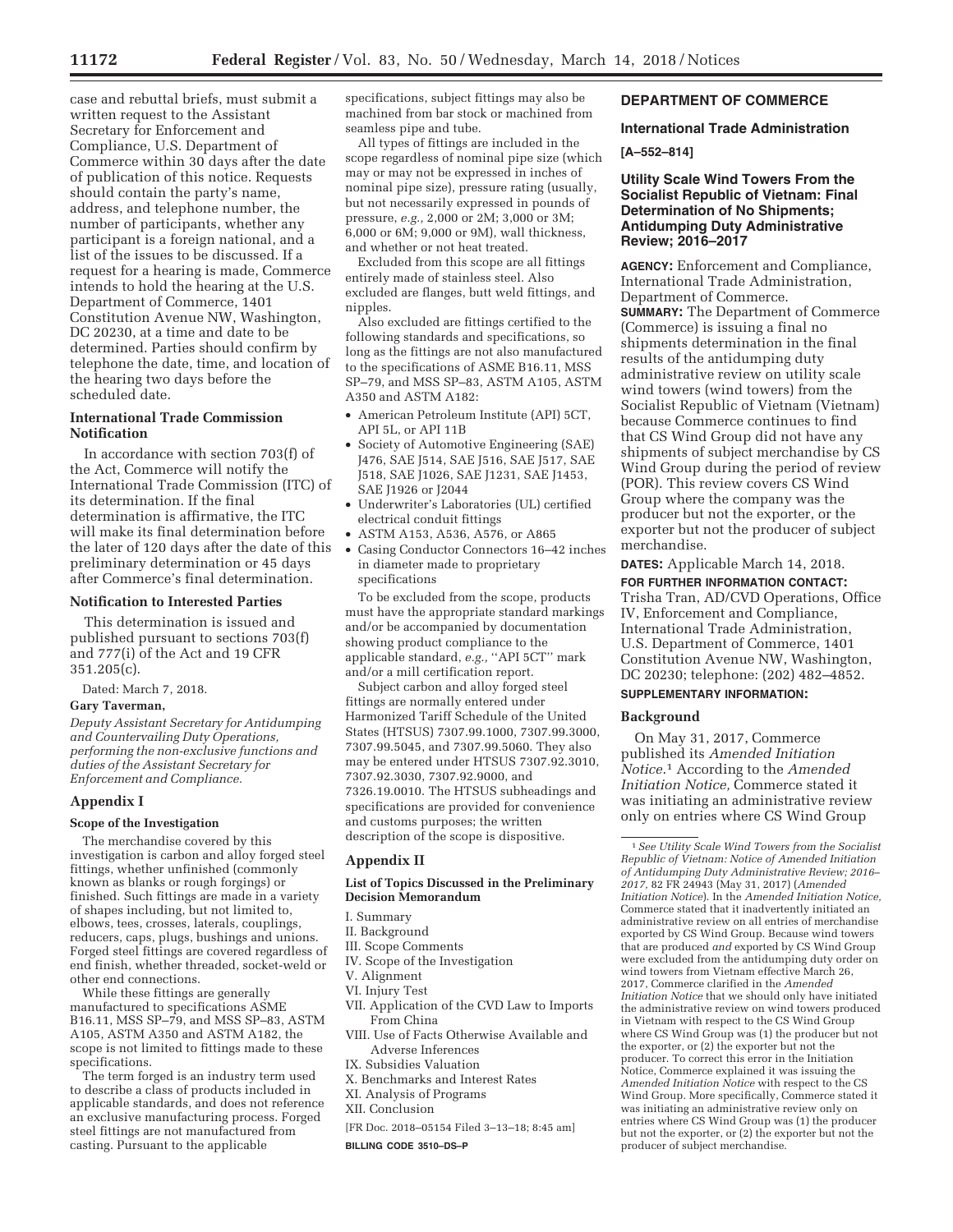case and rebuttal briefs, must submit a written request to the Assistant Secretary for Enforcement and Compliance, U.S. Department of Commerce within 30 days after the date of publication of this notice. Requests should contain the party's name, address, and telephone number, the number of participants, whether any participant is a foreign national, and a list of the issues to be discussed. If a request for a hearing is made, Commerce intends to hold the hearing at the U.S. Department of Commerce, 1401 Constitution Avenue NW, Washington, DC 20230, at a time and date to be determined. Parties should confirm by telephone the date, time, and location of the hearing two days before the scheduled date.

### International Trade Commission Notification

In accordance with section 703(f) of the Act, Commerce will notify the International Trade Commission (ITC) of its determination. If the final determination is affirmative, the ITC will make its final determination before the later of 120 days after the date of this preliminary determination or 45 days after Commerce's final determination.

### Notification to Interested Parties

This determination is issued and published pursuant to sections 703(f) and 777(i) of the Act and 19 CFR 351.205(c).

Dated: March 7, 2018.

**Gary Taverman,**

*Deputy Assistant Secretary for Antidumping and Countervailing Duty Operations, performing the non-exclusive functions and duties of the Assistant Secretary for Enforcement and Compliance.*

## Appendix I

### Scope of the Investigation

The merchandise covered by this investigation is carbon and alloy forged steel fittings, whether unfinished (commonly known as blanks or rough forgings) or finished. Such fittings are made in a variety of shapes including, but not limited to, elbows, tees, crosses, laterals, couplings, reducers, caps, plugs, bushings and unions. Forged steel fittings are covered regardless of end finish, whether threaded, socket-weld or other end connections.

While these fittings are generally manufactured to specifications ASME B16.11, MSS SP–79, and MSS SP–83, ASTM A105, ASTM A350 and ASTM A182, the scope is not limited to fittings made to these specifications.

The term forged is an industry term used to describe a class of products included in applicable standards, and does not reference an exclusive manufacturing process. Forged steel fittings are not manufactured from casting. Pursuant to the applicable specifications, subject fittings may also be machined from bar stock or machined from seamless pipe and tube.

All types of fittings are included in the scope regardless of nominal pipe size (which may or may not be expressed in inches of nominal pipe size), pressure rating (usually, but not necessarily expressed in pounds of pressure, *e.g.,* 2,000 or 2M; 3,000 or 3M; 6,000 or 6M; 9,000 or 9M), wall thickness, and whether or not heat treated.

Excluded from this scope are all fittings entirely made of stainless steel. Also excluded are flanges, butt weld fittings, and nipples.

Also excluded are fittings certified to the following standards and specifications, so long as the fittings are not also manufactured to the specifications of ASME B16.11, MSS SP–79, and MSS SP–83, ASTM A105, ASTM A350 and ASTM A182:

- American Petroleum Institute (API) 5CT, API 5L, or API 11B
- Society of Automotive Engineering (SAE) J476, SAE J514, SAE J516, SAE J517, SAE J518, SAE J1026, SAE J1231, SAE J1453, SAE J1926 or J2044
- Underwriter's Laboratories (UL) certified electrical conduit fittings
- ASTM A153, A536, A576, or A865
- Casing Conductor Connectors 16–42 inches in diameter made to proprietary specifications

To be excluded from the scope, products must have the appropriate standard markings and/or be accompanied by documentation showing product compliance to the applicable standard, *e.g.,* ''API 5CT'' mark and/or a mill certification report.

Subject carbon and alloy forged steel fittings are normally entered under Harmonized Tariff Schedule of the United States (HTSUS) 7307.99.1000, 7307.99.3000, 7307.99.5045, and 7307.99.5060. They also may be entered under HTSUS 7307.92.3010, 7307.92.3030, 7307.92.9000, and 7326.19.0010. The HTSUS subheadings and specifications are provided for convenience and customs purposes; the written description of the scope is dispositive.

## Appendix II

### List of Topics Discussed in the Preliminary Decision Memorandum

I. Summary
II. Background
III. Scope Comments
IV. Scope of the Investigation
V. Alignment
VI. Injury Test
VII. Application of the CVD Law to Imports From China
VIII. Use of Facts Otherwise Available and Adverse Inferences
IX. Subsidies Valuation
X. Benchmarks and Interest Rates
XI. Analysis of Programs
XII. Conclusion

[FR Doc. 2018–05154 Filed 3–13–18; 8:45 am]

**BILLING CODE 3510–DS–P**

## DEPARTMENT OF COMMERCE

### International Trade Administration

**[A–552–814]**

### Utility Scale Wind Towers From the Socialist Republic of Vietnam: Final Determination of No Shipments; Antidumping Duty Administrative Review; 2016–2017

**AGENCY:** Enforcement and Compliance, International Trade Administration, Department of Commerce.

**SUMMARY:** The Department of Commerce (Commerce) is issuing a final no shipments determination in the final results of the antidumping duty administrative review on utility scale wind towers (wind towers) from the Socialist Republic of Vietnam (Vietnam) because Commerce continues to find that CS Wind Group did not have any shipments of subject merchandise by CS Wind Group during the period of review (POR). This review covers CS Wind Group where the company was the producer but not the exporter, or the exporter but not the producer of subject merchandise.

**DATES:** Applicable March 14, 2018.

**FOR FURTHER INFORMATION CONTACT:** Trisha Tran, AD/CVD Operations, Office IV, Enforcement and Compliance, International Trade Administration, U.S. Department of Commerce, 1401 Constitution Avenue NW, Washington, DC 20230; telephone: (202) 482–4852.

**SUPPLEMENTARY INFORMATION:**

### Background

On May 31, 2017, Commerce published its *Amended Initiation Notice*.[1] According to the *Amended Initiation Notice,* Commerce stated it was initiating an administrative review only on entries where CS Wind Group

[1] *See Utility Scale Wind Towers from the Socialist Republic of Vietnam: Notice of Amended Initiation of Antidumping Duty Administrative Review; 2016–2017,* 82 FR 24943 (May 31, 2017) (*Amended Initiation Notice*). In the *Amended Initiation Notice,* Commerce stated that it inadvertently initiated an administrative review on all entries of merchandise exported by CS Wind Group. Because wind towers that are produced *and* exported by CS Wind Group were excluded from the antidumping duty order on wind towers from Vietnam effective March 26, 2017, Commerce clarified in the *Amended Initiation Notice* that we should only have initiated the administrative review on wind towers produced in Vietnam with respect to the CS Wind Group where CS Wind Group was (1) the producer but not the exporter, or (2) the exporter but not the producer. To correct this error in the Initiation Notice, Commerce explained it was issuing the *Amended Initiation Notice* with respect to the CS Wind Group. More specifically, Commerce stated it was initiating an administrative review only on entries where CS Wind Group was (1) the producer but not the exporter, or (2) the exporter but not the producer of subject merchandise.